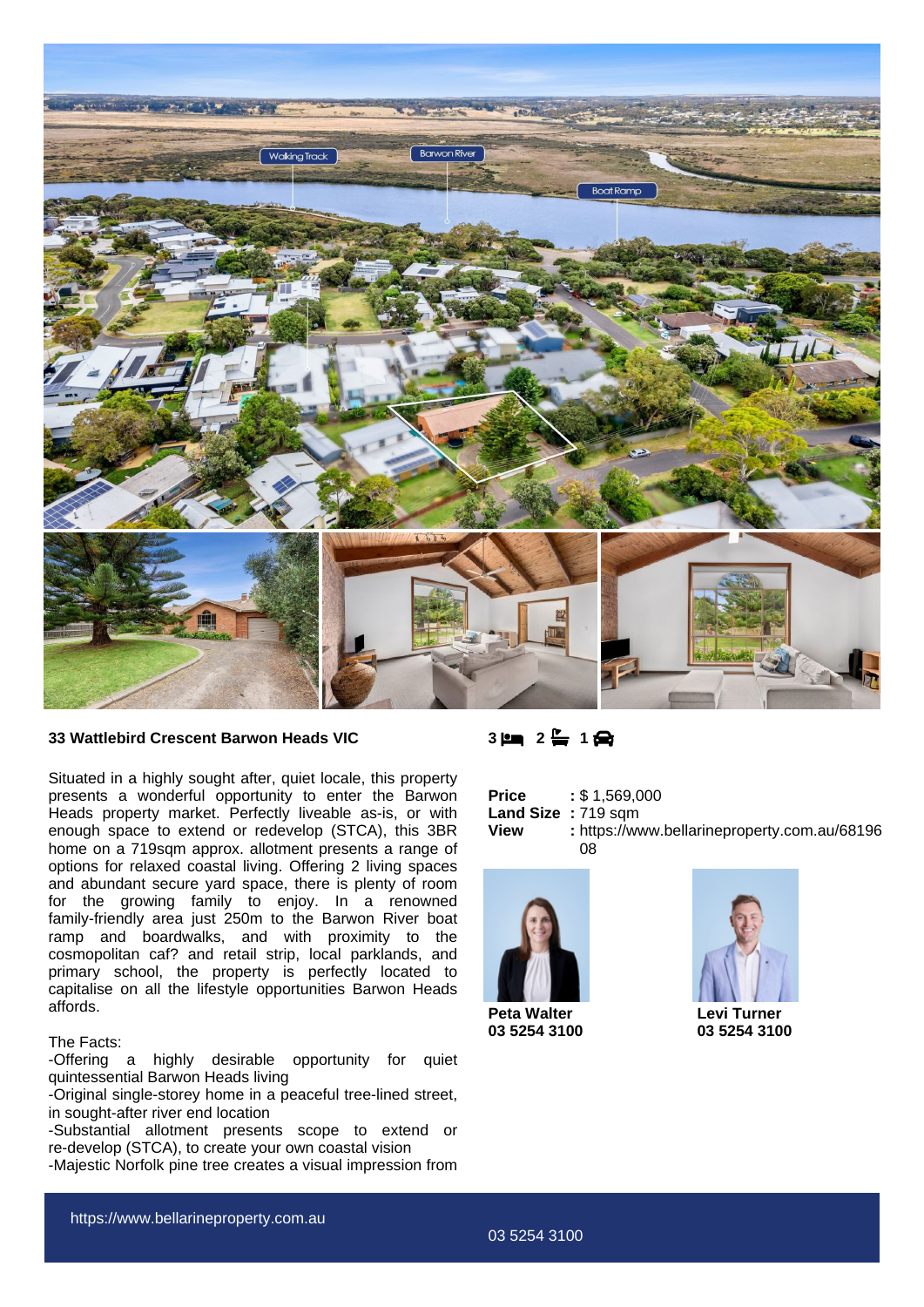**33 Wattlebird Crescent Barwon Heads VIC**

3 🛏 2 🛁 1 🚗

Situated in a highly sought after, quiet locale, this property presents a wonderful opportunity to enter the Barwon Heads property market. Perfectly liveable as-is, or with enough space to extend or redevelop (STCA), this 3BR home on a 719sqm approx. allotment presents a range of options for relaxed coastal living. Offering 2 living spaces and abundant secure yard space, there is plenty of room for the growing family to enjoy. In a renowned family-friendly area just 250m to the Barwon River boat ramp and boardwalks, and with proximity to the cosmopolitan caf? and retail strip, local parklands, and primary school, the property is perfectly located to capitalise on all the lifestyle opportunities Barwon Heads affords.

The Facts:

-Offering a highly desirable opportunity for quiet quintessential Barwon Heads living

-Original single-storey home in a peaceful tree-lined street, in sought-after river end location

-Substantial allotment presents scope to extend or re-develop (STCA), to create your own coastal vision

-Majestic Norfolk pine tree creates a visual impression from

| | |
|---|---|
| **Price** | : $ 1,569,000 |
| **Land Size** | : 719 sqm |
| **View** | : https://www.bellarineproperty.com.au/6819608 |

**Peta Walter**
**03 5254 3100**

**Levi Turner**
**03 5254 3100**

https://www.bellarineproperty.com.au

03 5254 3100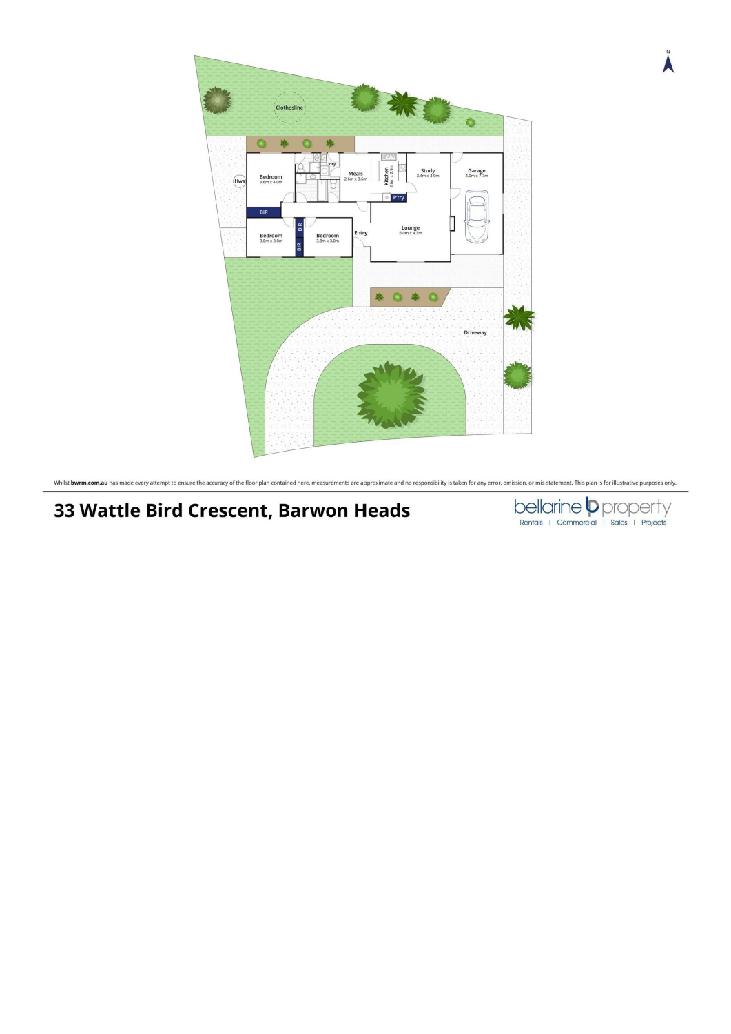N

Clothesline

Hws

Bedroom
3.6m x 4.0m

L'dry

Meals
2.6m x 3.6m

Kitchen
2.6m x 2.9m

Study
3.4m x 3.9m

Garage
4.0m x 7.7m

P'try

BIR

BIR

BIR

Bedroom
3.8m x 3.0m

Bedroom
3.8m x 3.0m

Entry

Lounge
6.0m x 4.3m

Driveway

Whilst **bwrm.com.au** has made every attempt to ensure the accuracy of the floor plan contained here, measurements are approximate and no responsibility is taken for any error, omission, or mis-statement. This plan is for illustrative purposes only.

# 33 Wattle Bird Crescent, Barwon Heads

bellarine property

Rentals | Commercial | Sales | Projects